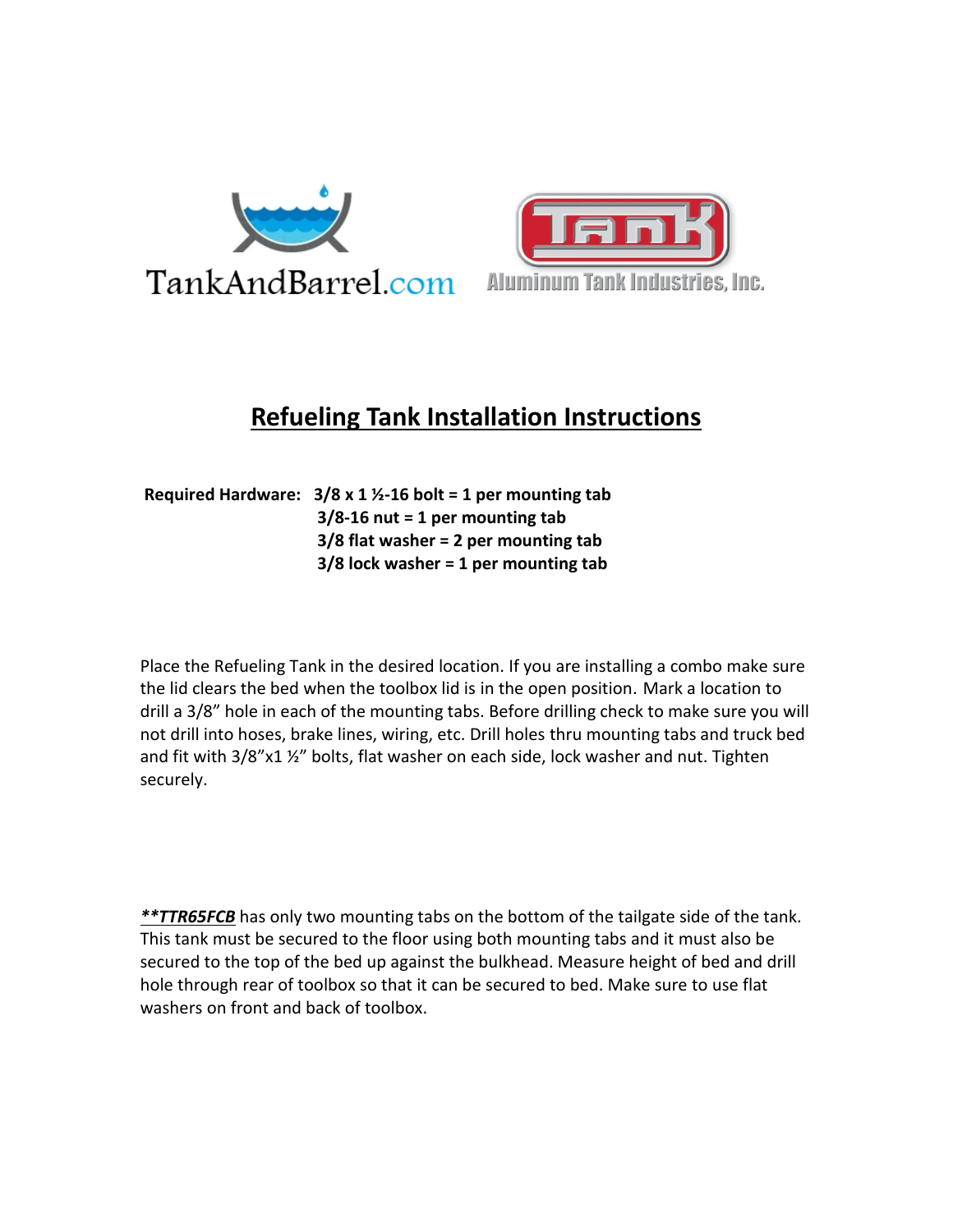TankAndBarrel.com

Aluminum Tank Industries, Inc.

# Refueling Tank Installation Instructions

**Required Hardware: 3/8 x 1 ½-16 bolt = 1 per mounting tab**
**3/8-16 nut = 1 per mounting tab**
**3/8 flat washer = 2 per mounting tab**
**3/8 lock washer = 1 per mounting tab**

Place the Refueling Tank in the desired location. If you are installing a combo make sure the lid clears the bed when the toolbox lid is in the open position. Mark a location to drill a 3/8" hole in each of the mounting tabs. Before drilling check to make sure you will not drill into hoses, brake lines, wiring, etc. Drill holes thru mounting tabs and truck bed and fit with 3/8"x1 ½" bolts, flat washer on each side, lock washer and nut. Tighten securely.

***<u>**TTR65FCB</u>*** has only two mounting tabs on the bottom of the tailgate side of the tank. This tank must be secured to the floor using both mounting tabs and it must also be secured to the top of the bed up against the bulkhead. Measure height of bed and drill hole through rear of toolbox so that it can be secured to bed. Make sure to use flat washers on front and back of toolbox.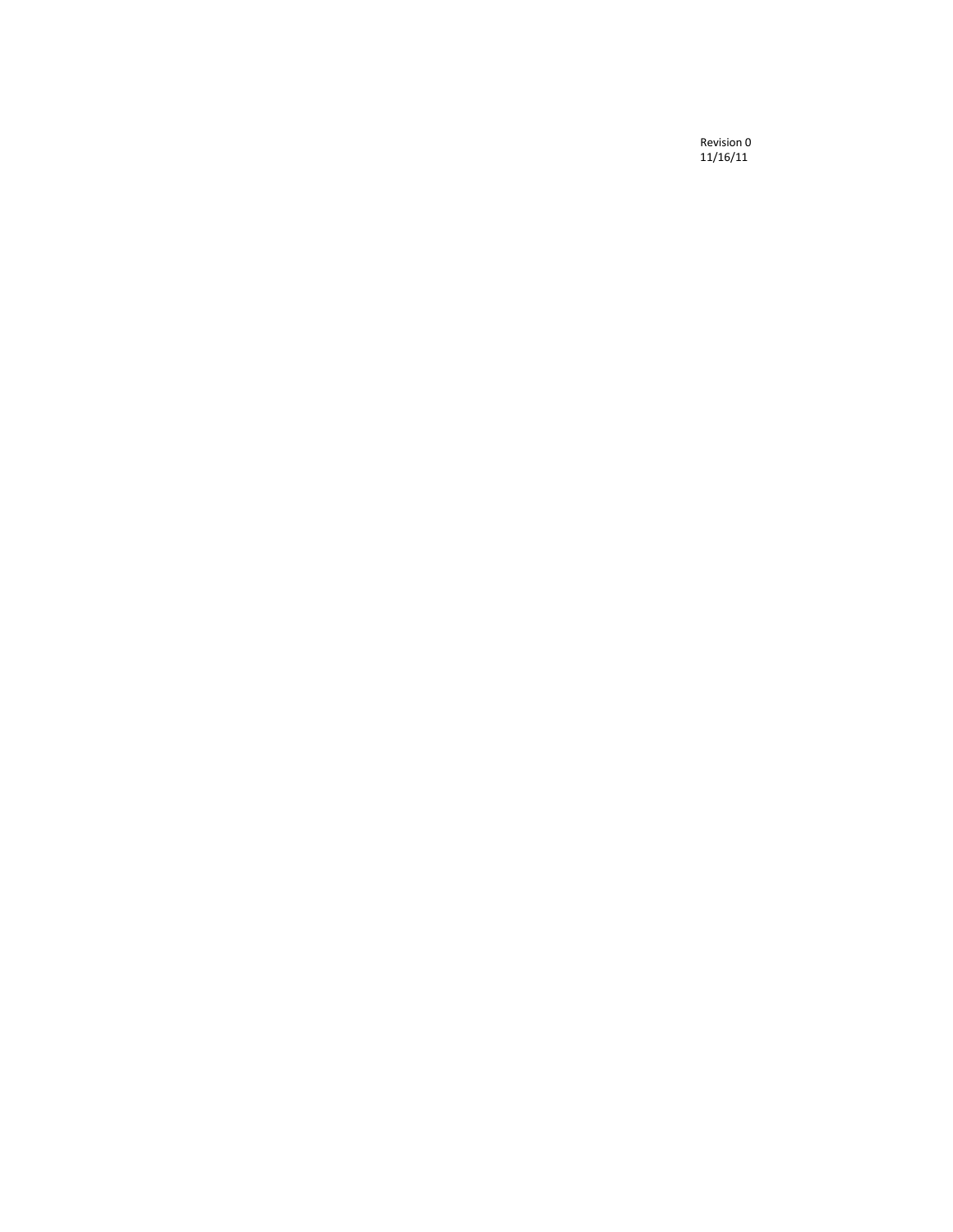Revision 0
11/16/11